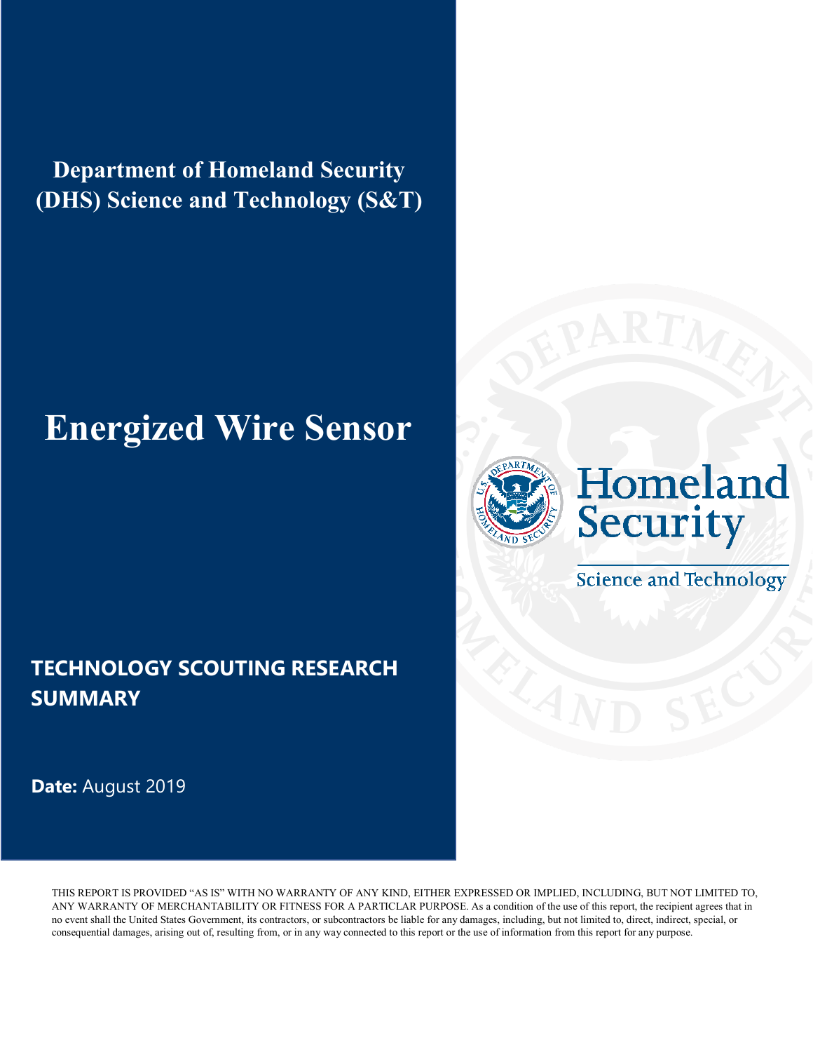**Department of Homeland Security (DHS) Science and Technology (S&T)**

# Energized Wire Sensor

Homeland Security

Science and Technology

## TECHNOLOGY SCOUTING RESEARCH SUMMARY

**Date:** August 2019

THIS REPORT IS PROVIDED "AS IS" WITH NO WARRANTY OF ANY KIND, EITHER EXPRESSED OR IMPLIED, INCLUDING, BUT NOT LIMITED TO, ANY WARRANTY OF MERCHANTABILITY OR FITNESS FOR A PARTICLAR PURPOSE. As a condition of the use of this report, the recipient agrees that in no event shall the United States Government, its contractors, or subcontractors be liable for any damages, including, but not limited to, direct, indirect, special, or consequential damages, arising out of, resulting from, or in any way connected to this report or the use of information from this report for any purpose.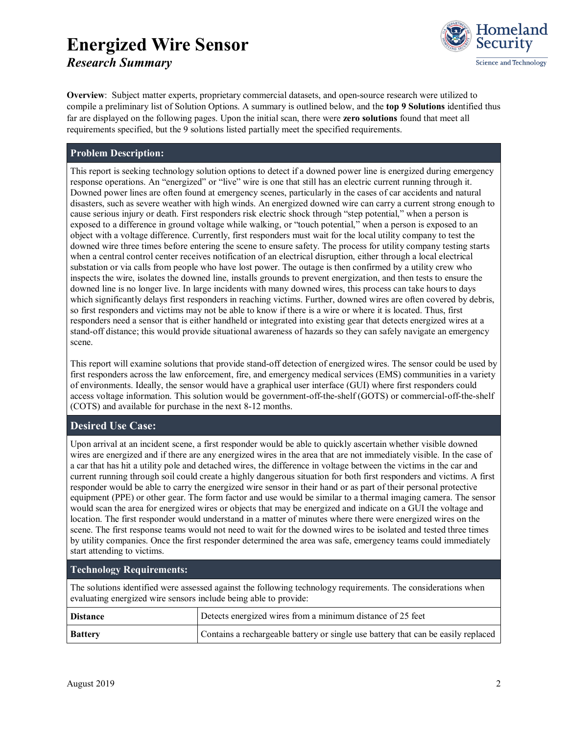# Energized Wire Sensor
*Research Summary*

**Overview**: Subject matter experts, proprietary commercial datasets, and open-source research were utilized to compile a preliminary list of Solution Options. A summary is outlined below, and the **top 9 Solutions** identified thus far are displayed on the following pages. Upon the initial scan, there were **zero solutions** found that meet all requirements specified, but the 9 solutions listed partially meet the specified requirements.

## Problem Description:

This report is seeking technology solution options to detect if a downed power line is energized during emergency response operations. An "energized" or "live" wire is one that still has an electric current running through it. Downed power lines are often found at emergency scenes, particularly in the cases of car accidents and natural disasters, such as severe weather with high winds. An energized downed wire can carry a current strong enough to cause serious injury or death. First responders risk electric shock through "step potential," when a person is exposed to a difference in ground voltage while walking, or "touch potential," when a person is exposed to an object with a voltage difference. Currently, first responders must wait for the local utility company to test the downed wire three times before entering the scene to ensure safety. The process for utility company testing starts when a central control center receives notification of an electrical disruption, either through a local electrical substation or via calls from people who have lost power. The outage is then confirmed by a utility crew who inspects the wire, isolates the downed line, installs grounds to prevent energization, and then tests to ensure the downed line is no longer live. In large incidents with many downed wires, this process can take hours to days which significantly delays first responders in reaching victims. Further, downed wires are often covered by debris, so first responders and victims may not be able to know if there is a wire or where it is located. Thus, first responders need a sensor that is either handheld or integrated into existing gear that detects energized wires at a stand-off distance; this would provide situational awareness of hazards so they can safely navigate an emergency scene.

This report will examine solutions that provide stand-off detection of energized wires. The sensor could be used by first responders across the law enforcement, fire, and emergency medical services (EMS) communities in a variety of environments. Ideally, the sensor would have a graphical user interface (GUI) where first responders could access voltage information. This solution would be government-off-the-shelf (GOTS) or commercial-off-the-shelf (COTS) and available for purchase in the next 8-12 months.

## Desired Use Case:

Upon arrival at an incident scene, a first responder would be able to quickly ascertain whether visible downed wires are energized and if there are any energized wires in the area that are not immediately visible. In the case of a car that has hit a utility pole and detached wires, the difference in voltage between the victims in the car and current running through soil could create a highly dangerous situation for both first responders and victims. A first responder would be able to carry the energized wire sensor in their hand or as part of their personal protective equipment (PPE) or other gear. The form factor and use would be similar to a thermal imaging camera. The sensor would scan the area for energized wires or objects that may be energized and indicate on a GUI the voltage and location. The first responder would understand in a matter of minutes where there were energized wires on the scene. The first response teams would not need to wait for the downed wires to be isolated and tested three times by utility companies. Once the first responder determined the area was safe, emergency teams could immediately start attending to victims.

## Technology Requirements:

The solutions identified were assessed against the following technology requirements. The considerations when evaluating energized wire sensors include being able to provide:

| | |
|---|---|
| **Distance** | Detects energized wires from a minimum distance of 25 feet |
| **Battery** | Contains a rechargeable battery or single use battery that can be easily replaced |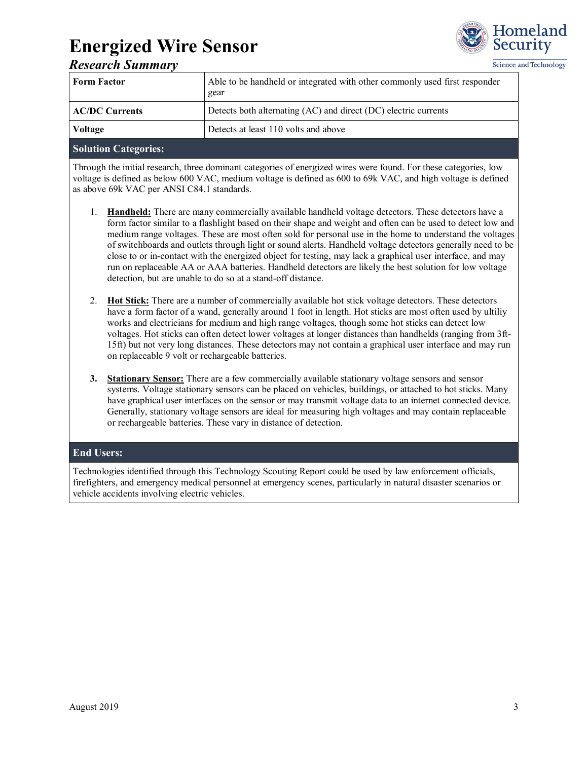# Energized Wire Sensor

## *Research Summary*

| Form Factor | Able to be handheld or integrated with other commonly used first responder gear |
|---|---|
| **AC/DC Currents** | Detects both alternating (AC) and direct (DC) electric currents |
| **Voltage** | Detects at least 110 volts and above |

### Solution Categories:

Through the initial research, three dominant categories of energized wires were found. For these categories, low voltage is defined as below 600 VAC, medium voltage is defined as 600 to 69k VAC, and high voltage is defined as above 69k VAC per ANSI C84.1 standards.

1. **Handheld:** There are many commercially available handheld voltage detectors. These detectors have a form factor similar to a flashlight based on their shape and weight and often can be used to detect low and medium range voltages. These are most often sold for personal use in the home to understand the voltages of switchboards and outlets through light or sound alerts. Handheld voltage detectors generally need to be close to or in-contact with the energized object for testing, may lack a graphical user interface, and may run on replaceable AA or AAA batteries. Handheld detectors are likely the best solution for low voltage detection, but are unable to do so at a stand-off distance.

2. **Hot Stick:** There are a number of commercially available hot stick voltage detectors. These detectors have a form factor of a wand, generally around 1 foot in length. Hot sticks are most often used by ultiliy works and electricians for medium and high range voltages, though some hot sticks can detect low voltages. Hot sticks can often detect lower voltages at longer distances than handhelds (ranging from 3ft-15ft) but not very long distances. These detectors may not contain a graphical user interface and may run on replaceable 9 volt or rechargeable batteries.

3. **Stationary Sensor:** There are a few commercially available stationary voltage sensors and sensor systems. Voltage stationary sensors can be placed on vehicles, buildings, or attached to hot sticks. Many have graphical user interfaces on the sensor or may transmit voltage data to an internet connected device. Generally, stationary voltage sensors are ideal for measuring high voltages and may contain replaceable or rechargeable batteries. These vary in distance of detection.

### End Users:

Technologies identified through this Technology Scouting Report could be used by law enforcement officials, firefighters, and emergency medical personnel at emergency scenes, particularly in natural disaster scenarios or vehicle accidents involving electric vehicles.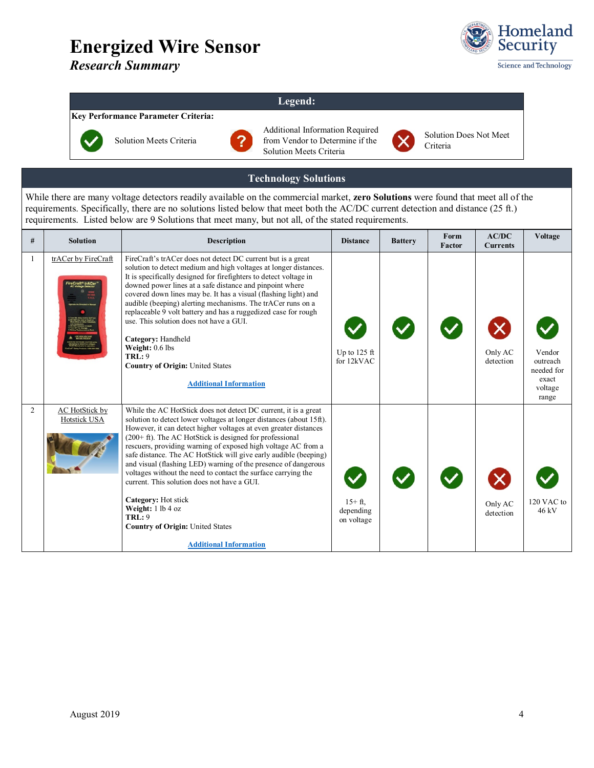# Energized Wire Sensor

*Research Summary*

| Legend: | | | | | |
|---|---|---|---|---|---|
| **Key Performance Parameter Criteria:** | | | | | |
| ✓ | Solution Meets Criteria | ? | Additional Information Required from Vendor to Determine if the Solution Meets Criteria | ✗ | Solution Does Not Meet Criteria |

## Technology Solutions

While there are many voltage detectors readily available on the commercial market, **zero Solutions** were found that meet all of the requirements. Specifically, there are no solutions listed below that meet both the AC/DC current detection and distance (25 ft.) requirements. Listed below are 9 Solutions that meet many, but not all, of the stated requirements.

| # | Solution | Description | Distance | Battery | Form Factor | AC/DC Currents | Voltage |
|---|---|---|---|---|---|---|---|
| 1 | trACer by FireCraft | FireCraft's trACer does not detect DC current but is a great solution to detect medium and high voltages at longer distances. It is specifically designed for firefighters to detect voltage in downed power lines at a safe distance and pinpoint where covered down lines may be. It has a visual (flashing light) and audible (beeping) alerting mechanisms. The trACer runs on a replaceable 9 volt battery and has a ruggedized case for rough use. This solution does not have a GUI.<br><br>**Category:** Handheld<br>**Weight:** 0.6 lbs<br>**TRL:** 9<br>**Country of Origin:** United States<br><br>**Additional Information** | ✓ Up to 125 ft for 12kVAC | ✓ | ✓ | ✗ Only AC detection | ✓ Vendor outreach needed for exact voltage range |
| 2 | AC HotStick by Hotstick USA | While the AC HotStick does not detect DC current, it is a great solution to detect lower voltages at longer distances (about 15ft). However, it can detect higher voltages at even greater distances (200+ ft). The AC HotStick is designed for professional rescuers, providing warning of exposed high voltage AC from a safe distance. The AC HotStick will give early audible (beeping) and visual (flashing LED) warning of the presence of dangerous voltages without the need to contact the surface carrying the current. This solution does not have a GUI.<br><br>**Category:** Hot stick<br>**Weight:** 1 lb 4 oz<br>**TRL:** 9<br>**Country of Origin:** United States<br><br>**Additional Information** | ✓ 15+ ft, depending on voltage | ✓ | ✓ | ✗ Only AC detection | ✓ 120 VAC to 46 kV |

August 2019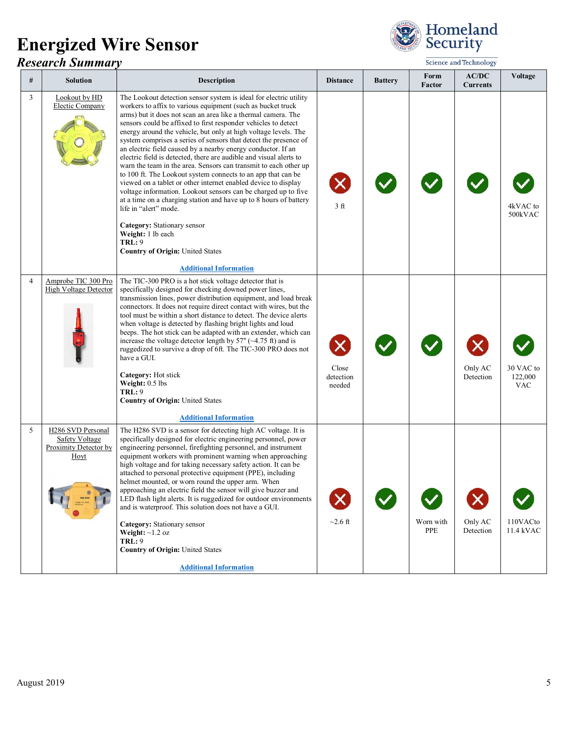# Energized Wire Sensor

## *Research Summary*

| # | Solution | Description | Distance | Battery | Form Factor | AC/DC Currents | Voltage |
|---|---|---|---|---|---|---|---|
| 3 | Lookout by HD Electic Company | The Lookout detection sensor system is ideal for electric utility workers to affix to various equipment (such as bucket truck arms) but it does not scan an area like a thermal camera. The sensors could be affixed to first responder vehicles to detect energy around the vehicle, but only at high voltage levels. The system comprises a series of sensors that detect the presence of an electric field caused by a nearby energy conductor. If an electric field is detected, there are audible and visual alerts to warn the team in the area. Sensors can transmit to each other up to 100 ft. The Lookout system connects to an app that can be viewed on a tablet or other internet enabled device to display voltage information. Lookout sensors can be charged up to five at a time on a charging station and have up to 8 hours of battery life in "alert" mode.<br><br>**Category:** Stationary sensor<br>**Weight:** 1 lb each<br>**TRL:** 9<br>**Country of Origin:** United States<br><br>**Additional Information** | ✗<br>3 ft | ✓ | ✓ | ✓ | ✓<br>4kVAC to 500kVAC |
| 4 | Amprobe TIC 300 Pro High Voltage Detector | The TIC-300 PRO is a hot stick voltage detector that is specifically designed for checking downed power lines, transmission lines, power distribution equipment, and load break connectors. It does not require direct contact with wires, but the tool must be within a short distance to detect. The device alerts when voltage is detected by flashing bright lights and loud beeps. The hot stick can be adapted with an extender, which can increase the voltage detector length by 57" (~4.75 ft) and is ruggedized to survive a drop of 6ft. The TIC-300 PRO does not have a GUI.<br><br>**Category:** Hot stick<br>**Weight:** 0.5 lbs<br>**TRL:** 9<br>**Country of Origin:** United States<br><br>**Additional Information** | ✗<br>Close detection needed | ✓ | ✓ | ✗<br>Only AC Detection | ✓<br>30 VAC to 122,000 VAC |
| 5 | H286 SVD Personal Safety Voltage Proximity Detector by Hoyt | The H286 SVD is a sensor for detecting high AC voltage. It is specifically designed for electric engineering personnel, power engineering personnel, firefighting personnel, and instrument equipment workers with prominent warning when approaching high voltage and for taking necessary safety action. It can be attached to personal protective equipment (PPE), including helmet mounted, or worn round the upper arm. When approaching an electric field the sensor will give buzzer and LED flash light alerts. It is ruggedized for outdoor environments and is waterproof. This solution does not have a GUI.<br><br>**Category:** Stationary sensor<br>**Weight:** ~1.2 oz<br>**TRL:** 9<br>**Country of Origin:** United States<br><br>**Additional Information** | ✗<br>~2.6 ft | ✓ | ✓<br>Worn with PPE | ✗<br>Only AC Detection | ✓<br>110VACto 11.4 kVAC |

August 2019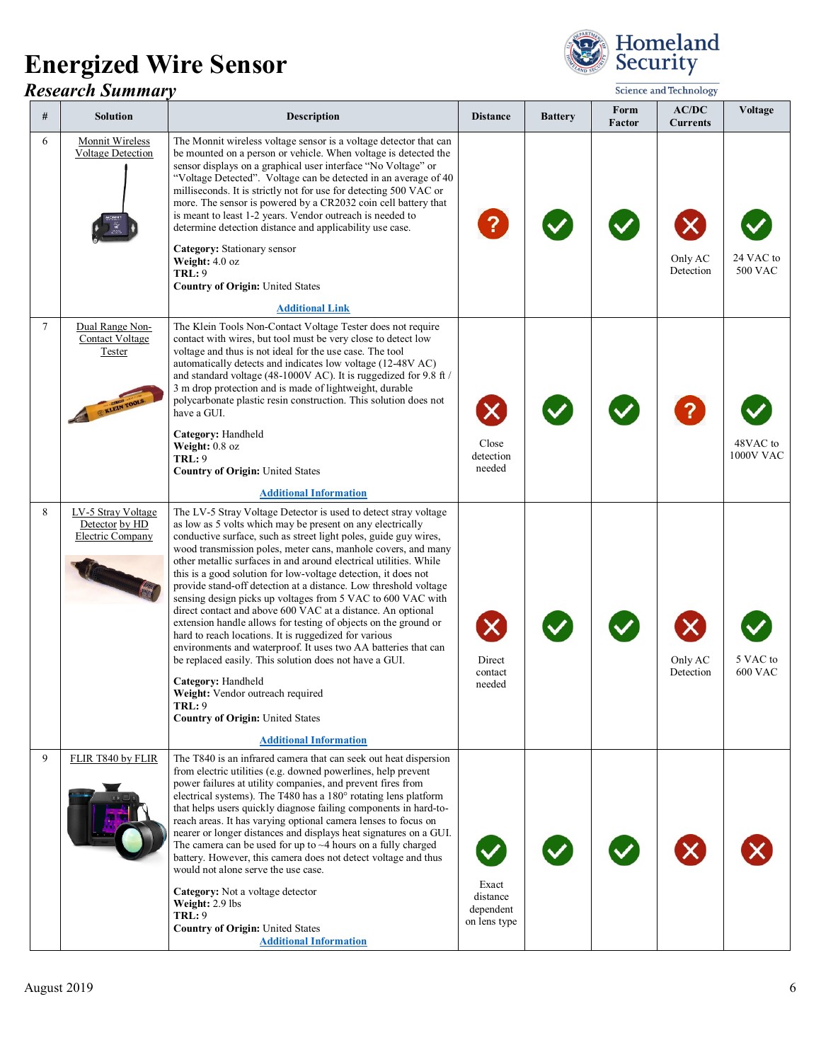# Energized Wire Sensor

*Research Summary*

| # | Solution | Description | Distance | Battery | Form Factor | AC/DC Currents | Voltage |
|---|---|---|---|---|---|---|---|
| 6 | Monnit Wireless Voltage Detection | The Monnit wireless voltage sensor is a voltage detector that can be mounted on a person or vehicle. When voltage is detected the sensor displays on a graphical user interface "No Voltage" or "Voltage Detected". Voltage can be detected in an average of 40 milliseconds. It is strictly not for use for detecting 500 VAC or more. The sensor is powered by a CR2032 coin cell battery that is meant to least 1-2 years. Vendor outreach is needed to determine detection distance and applicability use case.<br><br>**Category:** Stationary sensor<br>**Weight:** 4.0 oz<br>**TRL:** 9<br>**Country of Origin:** United States<br><br>Additional Link | ? | ✓ | ✓ | ✗ Only AC Detection | ✓ 24 VAC to 500 VAC |
| 7 | Dual Range Non-Contact Voltage Tester | The Klein Tools Non-Contact Voltage Tester does not require contact with wires, but tool must be very close to detect low voltage and thus is not ideal for the use case. The tool automatically detects and indicates low voltage (12-48V AC) and standard voltage (48-1000V AC). It is ruggedized for 9.8 ft / 3 m drop protection and is made of lightweight, durable polycarbonate plastic resin construction. This solution does not have a GUI.<br><br>**Category:** Handheld<br>**Weight:** 0.8 oz<br>**TRL:** 9<br>**Country of Origin:** United States<br><br>Additional Information | ✗ Close detection needed | ✓ | ✓ | ? | ✓ 48VAC to 1000V VAC |
| 8 | LV-5 Stray Voltage Detector by HD Electric Company | The LV-5 Stray Voltage Detector is used to detect stray voltage as low as 5 volts which may be present on any electrically conductive surface, such as street light poles, guide guy wires, wood transmission poles, meter cans, manhole covers, and many other metallic surfaces in and around electrical utilities. While this is a good solution for low-voltage detection, it does not provide stand-off detection at a distance. Low threshold voltage sensing design picks up voltages from 5 VAC to 600 VAC with direct contact and above 600 VAC at a distance. An optional extension handle allows for testing of objects on the ground or hard to reach locations. It is ruggedized for various environments and waterproof. It uses two AA batteries that can be replaced easily. This solution does not have a GUI.<br><br>**Category:** Handheld<br>**Weight:** Vendor outreach required<br>**TRL:** 9<br>**Country of Origin:** United States<br><br>Additional Information | ✗ Direct contact needed | ✓ | ✓ | ✗ Only AC Detection | ✓ 5 VAC to 600 VAC |
| 9 | FLIR T840 by FLIR | The T840 is an infrared camera that can seek out heat dispersion from electric utilities (e.g. downed powerlines, help prevent power failures at utility companies, and prevent fires from electrical systems). The T480 has a 180° rotating lens platform that helps users quickly diagnose failing components in hard-to-reach areas. It has varying optional camera lenses to focus on nearer or longer distances and displays heat signatures on a GUI. The camera can be used for up to ~4 hours on a fully charged battery. However, this camera does not detect voltage and thus would not alone serve the use case.<br><br>**Category:** Not a voltage detector<br>**Weight:** 2.9 lbs<br>**TRL:** 9<br>**Country of Origin:** United States<br>Additional Information | ✓ Exact distance dependent on lens type | ✓ | ✓ | ✗ | ✗ |

August 2019